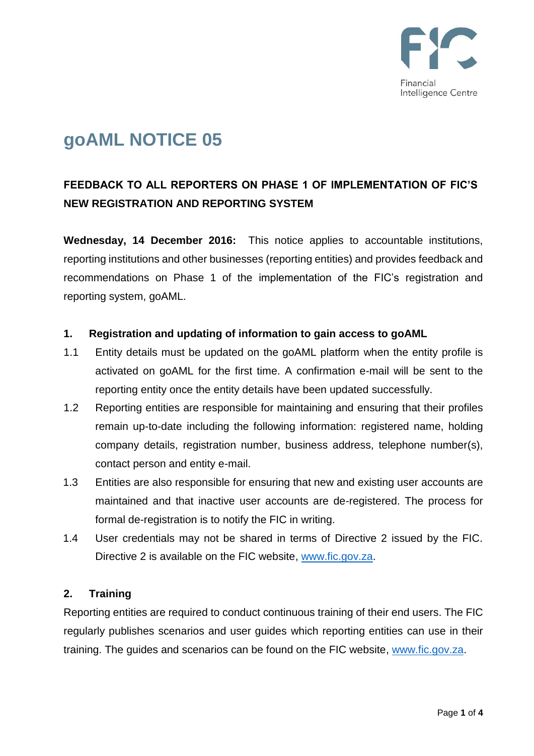# goAML NOTICE 05

## FEEDBACK TO ALL REPORTERS ON PHASE 1 OF IMPLEMENTATION OF FIC'S NEW REGISTRATION AND REPORTING SYSTEM

**Wednesday, 14 December 2016:** This notice applies to accountable institutions, reporting institutions and other businesses (reporting entities) and provides feedback and recommendations on Phase 1 of the implementation of the FIC's registration and reporting system, goAML.

### 1. Registration and updating of information to gain access to goAML

1.1 Entity details must be updated on the goAML platform when the entity profile is activated on goAML for the first time. A confirmation e-mail will be sent to the reporting entity once the entity details have been updated successfully.

1.2 Reporting entities are responsible for maintaining and ensuring that their profiles remain up-to-date including the following information: registered name, holding company details, registration number, business address, telephone number(s), contact person and entity e-mail.

1.3 Entities are also responsible for ensuring that new and existing user accounts are maintained and that inactive user accounts are de-registered. The process for formal de-registration is to notify the FIC in writing.

1.4 User credentials may not be shared in terms of Directive 2 issued by the FIC. Directive 2 is available on the FIC website, www.fic.gov.za.

### 2. Training

Reporting entities are required to conduct continuous training of their end users. The FIC regularly publishes scenarios and user guides which reporting entities can use in their training. The guides and scenarios can be found on the FIC website, www.fic.gov.za.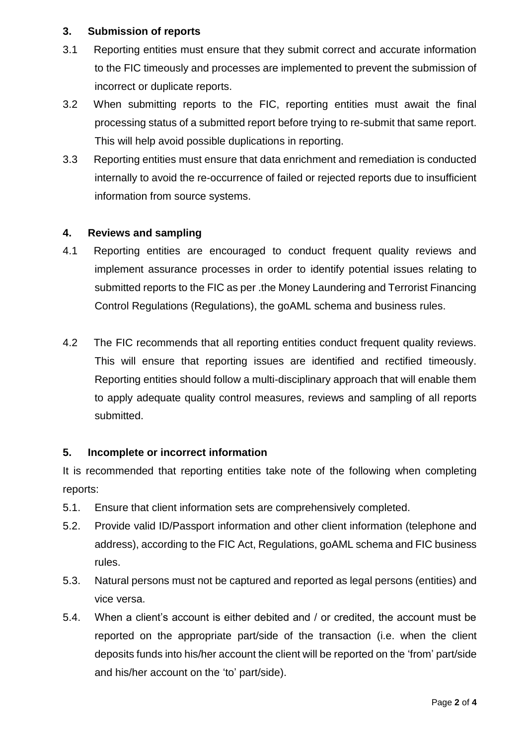## 3. Submission of reports

3.1 Reporting entities must ensure that they submit correct and accurate information to the FIC timeously and processes are implemented to prevent the submission of incorrect or duplicate reports.

3.2 When submitting reports to the FIC, reporting entities must await the final processing status of a submitted report before trying to re-submit that same report. This will help avoid possible duplications in reporting.

3.3 Reporting entities must ensure that data enrichment and remediation is conducted internally to avoid the re-occurrence of failed or rejected reports due to insufficient information from source systems.

## 4. Reviews and sampling

4.1 Reporting entities are encouraged to conduct frequent quality reviews and implement assurance processes in order to identify potential issues relating to submitted reports to the FIC as per .the Money Laundering and Terrorist Financing Control Regulations (Regulations), the goAML schema and business rules.

4.2 The FIC recommends that all reporting entities conduct frequent quality reviews. This will ensure that reporting issues are identified and rectified timeously. Reporting entities should follow a multi-disciplinary approach that will enable them to apply adequate quality control measures, reviews and sampling of all reports submitted.

## 5. Incomplete or incorrect information

It is recommended that reporting entities take note of the following when completing reports:

5.1. Ensure that client information sets are comprehensively completed.

5.2. Provide valid ID/Passport information and other client information (telephone and address), according to the FIC Act, Regulations, goAML schema and FIC business rules.

5.3. Natural persons must not be captured and reported as legal persons (entities) and vice versa.

5.4. When a client's account is either debited and / or credited, the account must be reported on the appropriate part/side of the transaction (i.e. when the client deposits funds into his/her account the client will be reported on the 'from' part/side and his/her account on the 'to' part/side).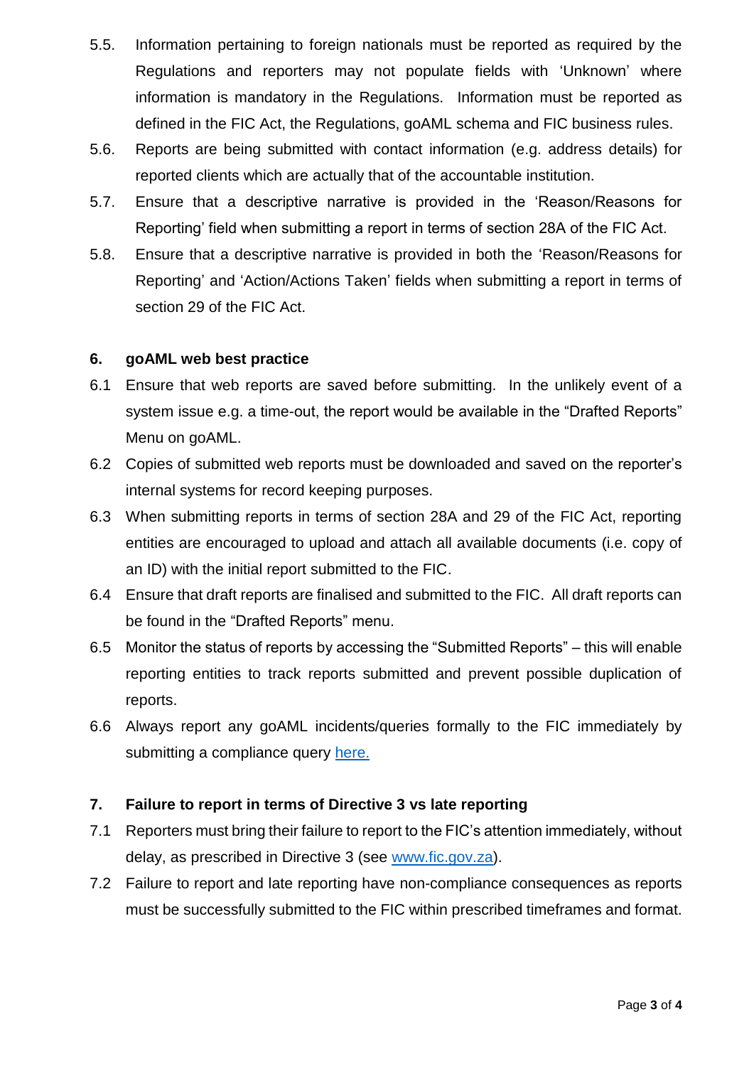5.5. Information pertaining to foreign nationals must be reported as required by the Regulations and reporters may not populate fields with 'Unknown' where information is mandatory in the Regulations. Information must be reported as defined in the FIC Act, the Regulations, goAML schema and FIC business rules.

5.6. Reports are being submitted with contact information (e.g. address details) for reported clients which are actually that of the accountable institution.

5.7. Ensure that a descriptive narrative is provided in the 'Reason/Reasons for Reporting' field when submitting a report in terms of section 28A of the FIC Act.

5.8. Ensure that a descriptive narrative is provided in both the 'Reason/Reasons for Reporting' and 'Action/Actions Taken' fields when submitting a report in terms of section 29 of the FIC Act.

## 6. goAML web best practice

6.1 Ensure that web reports are saved before submitting. In the unlikely event of a system issue e.g. a time-out, the report would be available in the "Drafted Reports" Menu on goAML.

6.2 Copies of submitted web reports must be downloaded and saved on the reporter's internal systems for record keeping purposes.

6.3 When submitting reports in terms of section 28A and 29 of the FIC Act, reporting entities are encouraged to upload and attach all available documents (i.e. copy of an ID) with the initial report submitted to the FIC.

6.4 Ensure that draft reports are finalised and submitted to the FIC. All draft reports can be found in the "Drafted Reports" menu.

6.5 Monitor the status of reports by accessing the "Submitted Reports" – this will enable reporting entities to track reports submitted and prevent possible duplication of reports.

6.6 Always report any goAML incidents/queries formally to the FIC immediately by submitting a compliance query here.

## 7. Failure to report in terms of Directive 3 vs late reporting

7.1 Reporters must bring their failure to report to the FIC's attention immediately, without delay, as prescribed in Directive 3 (see www.fic.gov.za).

7.2 Failure to report and late reporting have non-compliance consequences as reports must be successfully submitted to the FIC within prescribed timeframes and format.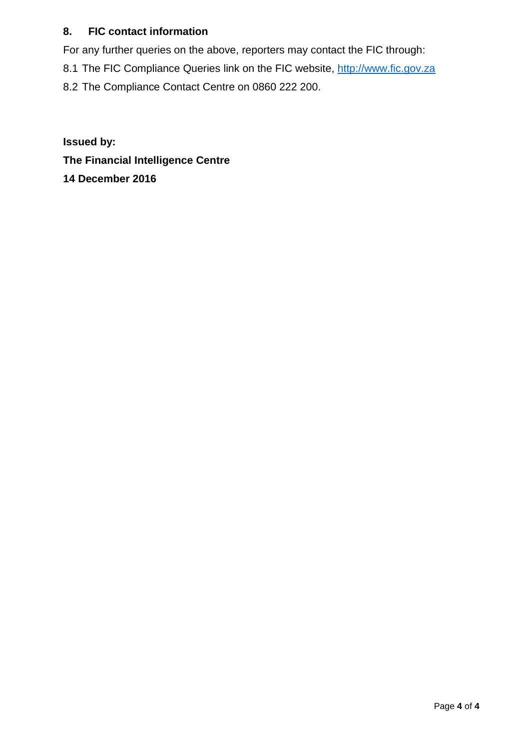## 8. FIC contact information

For any further queries on the above, reporters may contact the FIC through:

8.1 The FIC Compliance Queries link on the FIC website, http://www.fic.gov.za

8.2 The Compliance Contact Centre on 0860 222 200.

**Issued by:**

**The Financial Intelligence Centre**

**14 December 2016**